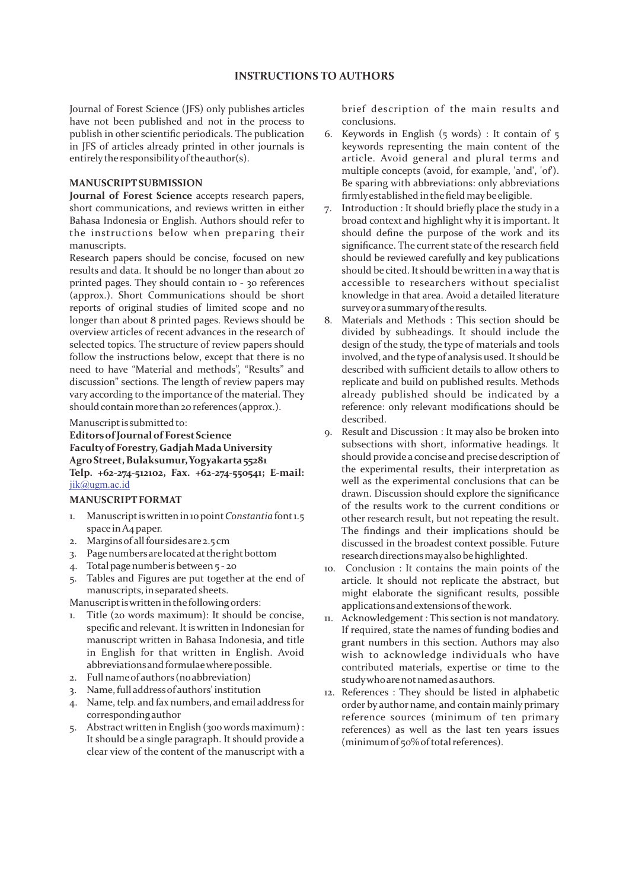# INSTRUCTIONS TO AUTHORS

Journal of Forest Science (JFS) only publishes articles have not been published and not in the process to publish in other scientific periodicals. The publication in JFS of articles already printed in other journals is entirely the responsibility of the author(s).

## MANUSCRIPT SUBMISSION

**Journal of Forest Science** accepts research papers, short communications, and reviews written in either Bahasa Indonesia or English. Authors should refer to the instructions below when preparing their manuscripts.

Research papers should be concise, focused on new results and data. It should be no longer than about 20 printed pages. They should contain 10 - 30 references (approx.). Short Communications should be short reports of original studies of limited scope and no longer than about 8 printed pages. Reviews should be overview articles of recent advances in the research of selected topics. The structure of review papers should follow the instructions below, except that there is no need to have "Material and methods", "Results" and discussion" sections. The length of review papers may vary according to the importance of the material. They should contain more than 20 references (approx.).

Manuscript is submitted to:

**Editors of Journal of Forest Science**
**Faculty of Forestry, Gadjah Mada University**
**Agro Street, Bulaksumur, Yogyakarta 55281**
**Telp. +62-274-512102, Fax. +62-274-550541; E-mail:** jik@ugm.ac.id

## MANUSCRIPT FORMAT

1. Manuscript is written in 10 point *Constantia* font 1.5 space in A4 paper.
2. Margins of all four sides are 2.5 cm
3. Page numbers are located at the right bottom
4. Total page number is between 5 - 20
5. Tables and Figures are put together at the end of manuscripts, in separated sheets.

Manuscript is written in the following orders:

1. Title (20 words maximum): It should be concise, specific and relevant. It is written in Indonesian for manuscript written in Bahasa Indonesia, and title in English for that written in English. Avoid abbreviations and formulae where possible.
2. Full name of authors (no abbreviation)
3. Name, full address of authors' institution
4. Name, telp. and fax numbers, and email address for corresponding author
5. Abstract written in English (300 words maximum) : It should be a single paragraph. It should provide a clear view of the content of the manuscript with a brief description of the main results and conclusions.
6. Keywords in English (5 words) : It contain of 5 keywords representing the main content of the article. Avoid general and plural terms and multiple concepts (avoid, for example, 'and', 'of'). Be sparing with abbreviations: only abbreviations firmly established in the field may be eligible.
7. Introduction : It should briefly place the study in a broad context and highlight why it is important. It should define the purpose of the work and its significance. The current state of the research field should be reviewed carefully and key publications should be cited. It should be written in a way that is accessible to researchers without specialist knowledge in that area. Avoid a detailed literature survey or a summary of the results.
8. Materials and Methods : This section should be divided by subheadings. It should include the design of the study, the type of materials and tools involved, and the type of analysis used. It should be described with sufficient details to allow others to replicate and build on published results. Methods already published should be indicated by a reference: only relevant modifications should be described.
9. Result and Discussion : It may also be broken into subsections with short, informative headings. It should provide a concise and precise description of the experimental results, their interpretation as well as the experimental conclusions that can be drawn. Discussion should explore the significance of the results work to the current conditions or other research result, but not repeating the result. The findings and their implications should be discussed in the broadest context possible. Future research directions may also be highlighted.
10. Conclusion : It contains the main points of the article. It should not replicate the abstract, but might elaborate the significant results, possible applications and extensions of the work.
11. Acknowledgement : This section is not mandatory. If required, state the names of funding bodies and grant numbers in this section. Authors may also wish to acknowledge individuals who have contributed materials, expertise or time to the study who are not named as authors.
12. References : They should be listed in alphabetic order by author name, and contain mainly primary reference sources (minimum of ten primary references) as well as the last ten years issues (minimum of 50% of total references).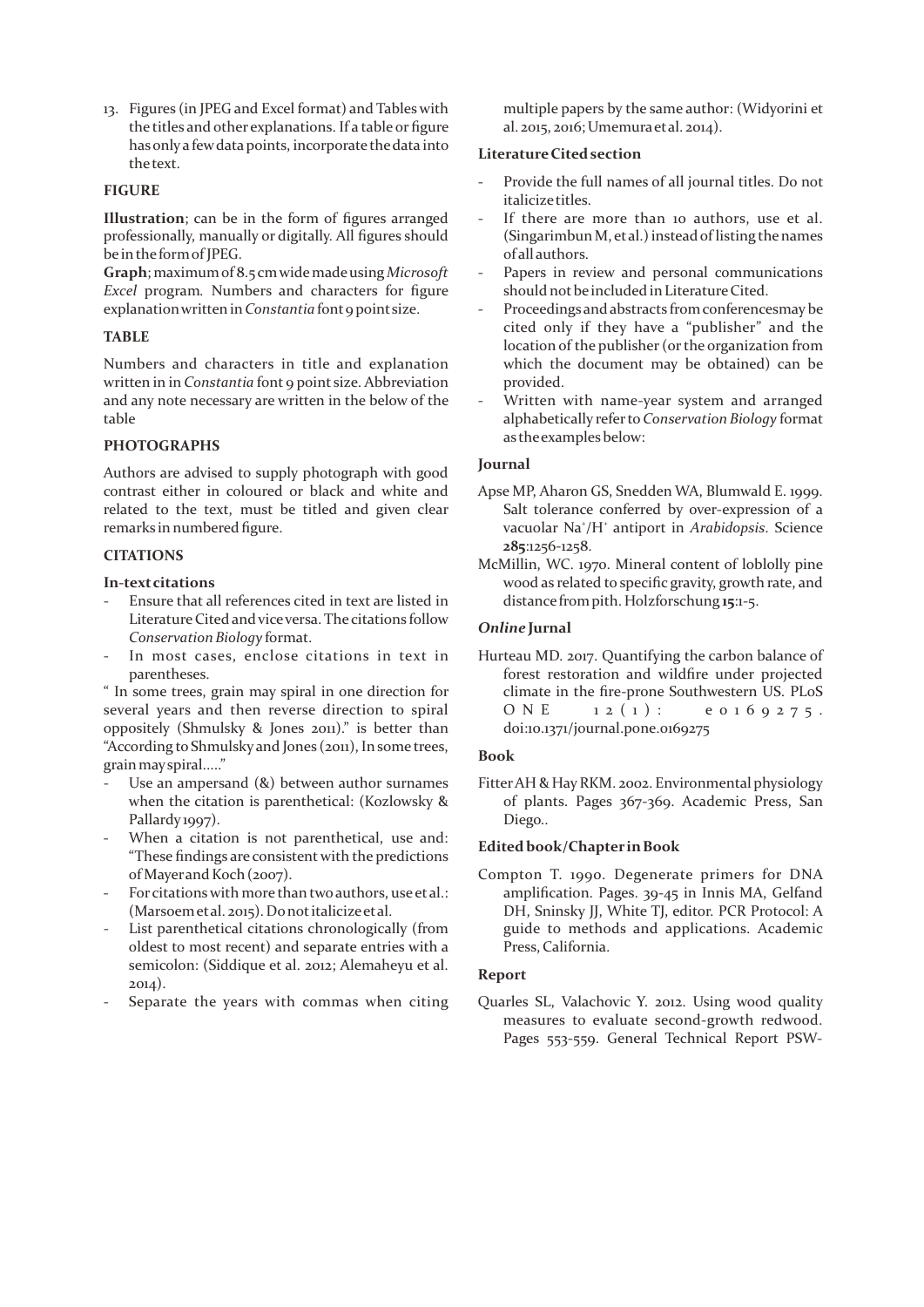13. Figures (in JPEG and Excel format) and Tables with the titles and other explanations. If a table or figure has only a few data points, incorporate the data into the text.

### FIGURE

**Illustration**; can be in the form of figures arranged professionally, manually or digitally. All figures should be in the form of JPEG.

**Graph**; maximum of 8.5 cm wide made using *Microsoft Excel* program. Numbers and characters for figure explanation written in *Constantia* font 9 point size.

### TABLE

Numbers and characters in title and explanation written in in *Constantia* font 9 point size. Abbreviation and any note necessary are written in the below of the table

### PHOTOGRAPHS

Authors are advised to supply photograph with good contrast either in coloured or black and white and related to the text, must be titled and given clear remarks in numbered figure.

### CITATIONS

#### In-text citations

- Ensure that all references cited in text are listed in Literature Cited and vice versa. The citations follow *Conservation Biology* format.
- In most cases, enclose citations in text in parentheses.

" In some trees, grain may spiral in one direction for several years and then reverse direction to spiral oppositely (Shmulsky & Jones 2011)." is better than "According to Shmulsky and Jones (2011), In some trees, grain may spiral....."

- Use an ampersand (&) between author surnames when the citation is parenthetical: (Kozlowsky & Pallardy 1997).
- When a citation is not parenthetical, use and: "These findings are consistent with the predictions of Mayer and Koch (2007).
- For citations with more than two authors, use et al.: (Marsoem et al. 2015). Do not italicize et al.
- List parenthetical citations chronologically (from oldest to most recent) and separate entries with a semicolon: (Siddique et al. 2012; Alemaheyu et al. 2014).
- Separate the years with commas when citing multiple papers by the same author: (Widyorini et al. 2015, 2016; Umemura et al. 2014).

#### Literature Cited section

- Provide the full names of all journal titles. Do not italicize titles.
- If there are more than 10 authors, use et al. (Singarimbun M, et al.) instead of listing the names of all authors.
- Papers in review and personal communications should not be included in Literature Cited.
- Proceedings and abstracts from conferencesmay be cited only if they have a "publisher" and the location of the publisher (or the organization from which the document may be obtained) can be provided.
- Written with name-year system and arranged alphabetically refer to *Conservation Biology* format as the examples below:

#### Journal

Apse MP, Aharon GS, Snedden WA, Blumwald E. 1999. Salt tolerance conferred by over-expression of a vacuolar $Na^+/H^+$ antiport in *Arabidopsis*. Science **285**:1256-1258.

McMillin, WC. 1970. Mineral content of loblolly pine wood as related to specific gravity, growth rate, and distance from pith. Holzforschung **15**:1-5.

#### *Online* Jurnal

Hurteau MD. 2017. Quantifying the carbon balance of forest restoration and wildfire under projected climate in the fire-prone Southwestern US. PLoS ONE 12(1): e0169275. doi:10.1371/journal.pone.0169275

#### Book

Fitter AH & Hay RKM. 2002. Environmental physiology of plants. Pages 367-369. Academic Press, San Diego..

#### Edited book/Chapter in Book

Compton T. 1990. Degenerate primers for DNA amplification. Pages. 39-45 in Innis MA, Gelfand DH, Sninsky JJ, White TJ, editor. PCR Protocol: A guide to methods and applications. Academic Press, California.

#### Report

Quarles SL, Valachovic Y. 2012. Using wood quality measures to evaluate second-growth redwood. Pages 553-559. General Technical Report PSW-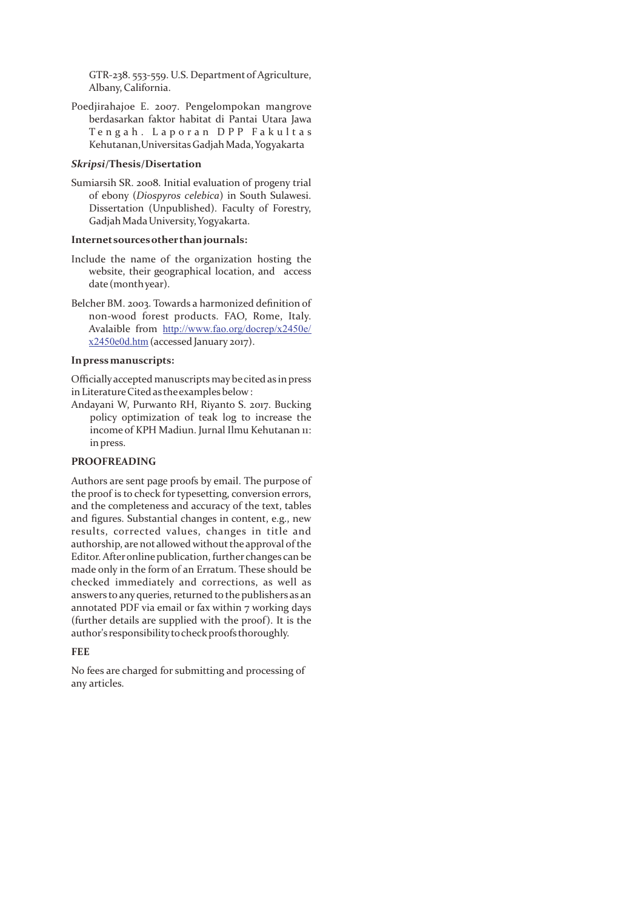GTR-238. 553-559. U.S. Department of Agriculture, Albany, California.

Poedjirahajoe E. 2007. Pengelompokan mangrove berdasarkan faktor habitat di Pantai Utara Jawa Tengah. Laporan DPP Fakultas Kehutanan, Universitas Gadjah Mada, Yogyakarta

### *Skripsi*/Thesis/Disertation

Sumiarsih SR. 2008. Initial evaluation of progeny trial of ebony (*Diospyros celebica*) in South Sulawesi. Dissertation (Unpublished). Faculty of Forestry, Gadjah Mada University, Yogyakarta.

### Internet sources other than journals:

Include the name of the organization hosting the website, their geographical location, and access date (month year).

Belcher BM. 2003. Towards a harmonized definition of non-wood forest products. FAO, Rome, Italy. Avalaible from http://www.fao.org/docrep/x2450e/x2450e0d.htm (accessed January 2017).

### In press manuscripts:

Officially accepted manuscripts may be cited as in press in Literature Cited as the examples below :

Andayani W, Purwanto RH, Riyanto S. 2017. Bucking policy optimization of teak log to increase the income of KPH Madiun. Jurnal Ilmu Kehutanan 11: in press.

## PROOFREADING

Authors are sent page proofs by email. The purpose of the proof is to check for typesetting, conversion errors, and the completeness and accuracy of the text, tables and figures. Substantial changes in content, e.g., new results, corrected values, changes in title and authorship, are not allowed without the approval of the Editor. After online publication, further changes can be made only in the form of an Erratum. These should be checked immediately and corrections, as well as answers to any queries, returned to the publishers as an annotated PDF via email or fax within 7 working days (further details are supplied with the proof). It is the author's responsibility to check proofs thoroughly.

## FEE

No fees are charged for submitting and processing of any articles.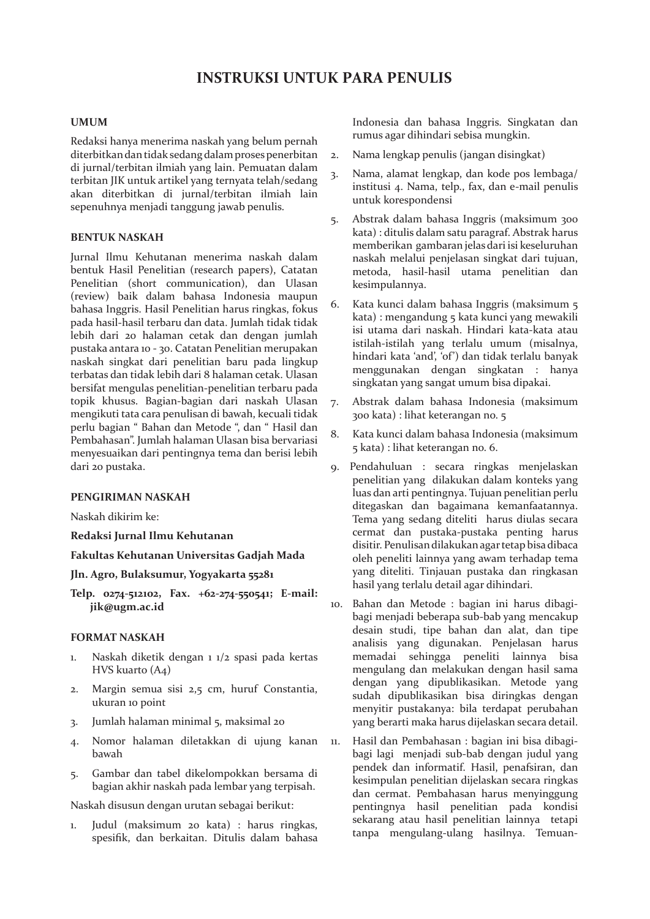# INSTRUKSI UNTUK PARA PENULIS

## UMUM

Redaksi hanya menerima naskah yang belum pernah diterbitkan dan tidak sedang dalam proses penerbitan di jurnal/terbitan ilmiah yang lain. Pemuatan dalam terbitan JIK untuk artikel yang ternyata telah/sedang akan diterbitkan di jurnal/terbitan ilmiah lain sepenuhnya menjadi tanggung jawab penulis.

## BENTUK NASKAH

Jurnal Ilmu Kehutanan menerima naskah dalam bentuk Hasil Penelitian (research papers), Catatan Penelitian (short communication), dan Ulasan (review) baik dalam bahasa Indonesia maupun bahasa Inggris. Hasil Penelitian harus ringkas, fokus pada hasil-hasil terbaru dan data. Jumlah tidak tidak lebih dari 20 halaman cetak dan dengan jumlah pustaka antara 10 - 30. Catatan Penelitian merupakan naskah singkat dari penelitian baru pada lingkup terbatas dan tidak lebih dari 8 halaman cetak. Ulasan bersifat mengulas penelitian-penelitian terbaru pada topik khusus. Bagian-bagian dari naskah Ulasan mengikuti tata cara penulisan di bawah, kecuali tidak perlu bagian " Bahan dan Metode ", dan " Hasil dan Pembahasan". Jumlah halaman Ulasan bisa bervariasi menyesuaikan dari pentingnya tema dan berisi lebih dari 20 pustaka.

## PENGIRIMAN NASKAH

Naskah dikirim ke:

**Redaksi Jurnal Ilmu Kehutanan**

**Fakultas Kehutanan Universitas Gadjah Mada**

**Jln. Agro, Bulaksumur, Yogyakarta 55281**

**Telp. 0274-512102, Fax. +62-274-550541; E-mail: jik@ugm.ac.id**

## FORMAT NASKAH

1. Naskah diketik dengan 1 1/2 spasi pada kertas HVS kuarto (A4)
2. Margin semua sisi 2,5 cm, huruf Constantia, ukuran 10 point
3. Jumlah halaman minimal 5, maksimal 20
4. Nomor halaman diletakkan di ujung kanan bawah
5. Gambar dan tabel dikelompokkan bersama di bagian akhir naskah pada lembar yang terpisah.

Naskah disusun dengan urutan sebagai berikut:

1. Judul (maksimum 20 kata) : harus ringkas, spesifik, dan berkaitan. Ditulis dalam bahasa Indonesia dan bahasa Inggris. Singkatan dan rumus agar dihindari sebisa mungkin.
2. Nama lengkap penulis (jangan disingkat)
3. Nama, alamat lengkap, dan kode pos lembaga/ institusi 4. Nama, telp., fax, dan e-mail penulis untuk korespondensi
5. Abstrak dalam bahasa Inggris (maksimum 300 kata) : ditulis dalam satu paragraf. Abstrak harus memberikan gambaran jelas dari isi keseluruhan naskah melalui penjelasan singkat dari tujuan, metoda, hasil-hasil utama penelitian dan kesimpulannya.
6. Kata kunci dalam bahasa Inggris (maksimum 5 kata) : mengandung 5 kata kunci yang mewakili isi utama dari naskah. Hindari kata-kata atau istilah-istilah yang terlalu umum (misalnya, hindari kata 'and', 'of') dan tidak terlalu banyak menggunakan dengan singkatan : hanya singkatan yang sangat umum bisa dipakai.
7. Abstrak dalam bahasa Indonesia (maksimum 300 kata) : lihat keterangan no. 5
8. Kata kunci dalam bahasa Indonesia (maksimum 5 kata) : lihat keterangan no. 6.
9. Pendahuluan : secara ringkas menjelaskan penelitian yang dilakukan dalam konteks yang luas dan arti pentingnya. Tujuan penelitian perlu ditegaskan dan bagaimana kemanfaatannya. Tema yang sedang diteliti harus diulas secara cermat dan pustaka-pustaka penting harus disitir. Penulisan dilakukan agar tetap bisa dibaca oleh peneliti lainnya yang awam terhadap tema yang diteliti. Tinjauan pustaka dan ringkasan hasil yang terlalu detail agar dihindari.
10. Bahan dan Metode : bagian ini harus dibagi-bagi menjadi beberapa sub-bab yang mencakup desain studi, tipe bahan dan alat, dan tipe analisis yang digunakan. Penjelasan harus memadai sehingga peneliti lainnya bisa mengulang dan melakukan dengan hasil sama dengan yang dipublikasikan. Metode yang sudah dipublikasikan bisa diringkas dengan menyitir pustakanya: bila terdapat perubahan yang berarti maka harus dijelaskan secara detail.
11. Hasil dan Pembahasan : bagian ini bisa dibagi-bagi lagi menjadi sub-bab dengan judul yang pendek dan informatif. Hasil, penafsiran, dan kesimpulan penelitian dijelaskan secara ringkas dan cermat. Pembahasan harus menyinggung pentingnya hasil penelitian pada kondisi sekarang atau hasil penelitian lainnya tetapi tanpa mengulang-ulang hasilnya. Temuan-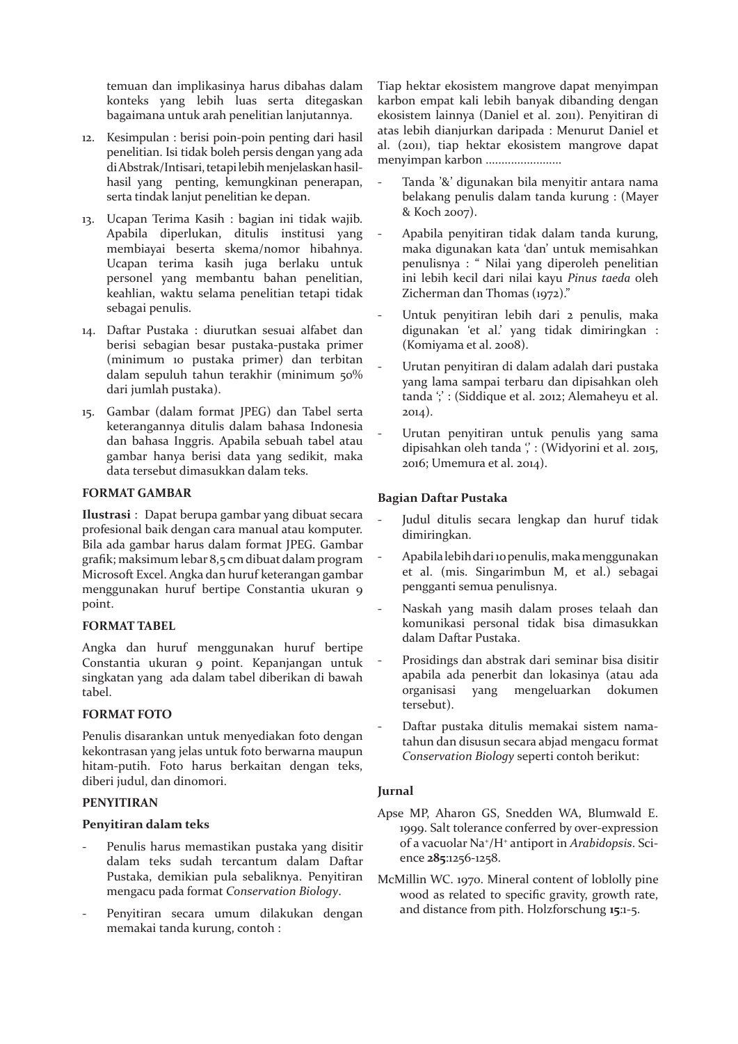temuan dan implikasinya harus dibahas dalam konteks yang lebih luas serta ditegaskan bagaimana untuk arah penelitian lanjutannya.

12. Kesimpulan : berisi poin-poin penting dari hasil penelitian. Isi tidak boleh persis dengan yang ada di Abstrak/Intisari, tetapi lebih menjelaskan hasil-hasil yang penting, kemungkinan penerapan, serta tindak lanjut penelitian ke depan.
13. Ucapan Terima Kasih : bagian ini tidak wajib. Apabila diperlukan, ditulis institusi yang membiayai beserta skema/nomor hibahnya. Ucapan terima kasih juga berlaku untuk personel yang membantu bahan penelitian, keahlian, waktu selama penelitian tetapi tidak sebagai penulis.
14. Daftar Pustaka : diurutkan sesuai alfabet dan berisi sebagian besar pustaka-pustaka primer (minimum 10 pustaka primer) dan terbitan dalam sepuluh tahun terakhir (minimum 50% dari jumlah pustaka).
15. Gambar (dalam format JPEG) dan Tabel serta keterangannya ditulis dalam bahasa Indonesia dan bahasa Inggris. Apabila sebuah tabel atau gambar hanya berisi data yang sedikit, maka data tersebut dimasukkan dalam teks.

**FORMAT GAMBAR**

**Ilustrasi** : Dapat berupa gambar yang dibuat secara profesional baik dengan cara manual atau komputer. Bila ada gambar harus dalam format JPEG. Gambar grafik; maksimum lebar 8,5 cm dibuat dalam program Microsoft Excel. Angka dan huruf keterangan gambar menggunakan huruf bertipe Constantia ukuran 9 point.

**FORMAT TABEL**

Angka dan huruf menggunakan huruf bertipe Constantia ukuran 9 point. Kepanjangan untuk singkatan yang ada dalam tabel diberikan di bawah tabel.

**FORMAT FOTO**

Penulis disarankan untuk menyediakan foto dengan kekontrasan yang jelas untuk foto berwarna maupun hitam-putih. Foto harus berkaitan dengan teks, diberi judul, dan dinomori.

**PENYITIRAN**

**Penyitiran dalam teks**

- Penulis harus memastikan pustaka yang disitir dalam teks sudah tercantum dalam Daftar Pustaka, demikian pula sebaliknya. Penyitiran mengacu pada format *Conservation Biology*.
- Penyitiran secara umum dilakukan dengan memakai tanda kurung, contoh :

Tiap hektar ekosistem mangrove dapat menyimpan karbon empat kali lebih banyak dibanding dengan ekosistem lainnya (Daniel et al. 2011). Penyitiran di atas lebih dianjurkan daripada : Menurut Daniel et al. (2011), tiap hektar ekosistem mangrove dapat menyimpan karbon ........................

- Tanda '&' digunakan bila menyitir antara nama belakang penulis dalam tanda kurung : (Mayer & Koch 2007).
- Apabila penyitiran tidak dalam tanda kurung, maka digunakan kata 'dan' untuk memisahkan penulisnya : " Nilai yang diperoleh penelitian ini lebih kecil dari nilai kayu *Pinus taeda* oleh Zicherman dan Thomas (1972)."
- Untuk penyitiran lebih dari 2 penulis, maka digunakan 'et al.' yang tidak dimiringkan : (Komiyama et al. 2008).
- Urutan penyitiran di dalam adalah dari pustaka yang lama sampai terbaru dan dipisahkan oleh tanda ';' : (Siddique et al. 2012; Alemaheyu et al. 2014).
- Urutan penyitiran untuk penulis yang sama dipisahkan oleh tanda ',' : (Widyorini et al. 2015, 2016; Umemura et al. 2014).

**Bagian Daftar Pustaka**

- Judul ditulis secara lengkap dan huruf tidak dimiringkan.
- Apabila lebih dari 10 penulis, maka menggunakan et al. (mis. Singarimbun M, et al.) sebagai pengganti semua penulisnya.
- Naskah yang masih dalam proses telaah dan komunikasi personal tidak bisa dimasukkan dalam Daftar Pustaka.
- Prosidings dan abstrak dari seminar bisa disitir apabila ada penerbit dan lokasinya (atau ada organisasi yang mengeluarkan dokumen tersebut).
- Daftar pustaka ditulis memakai sistem nama-tahun dan disusun secara abjad mengacu format *Conservation Biology* seperti contoh berikut:

**Jurnal**

Apse MP, Aharon GS, Snedden WA, Blumwald E. 1999. Salt tolerance conferred by over-expression of a vacuolar $Na^+/H^+$ antiport in *Arabidopsis*. Science **285**:1256-1258.

McMillin WC. 1970. Mineral content of loblolly pine wood as related to specific gravity, growth rate, and distance from pith. Holzforschung **15**:1-5.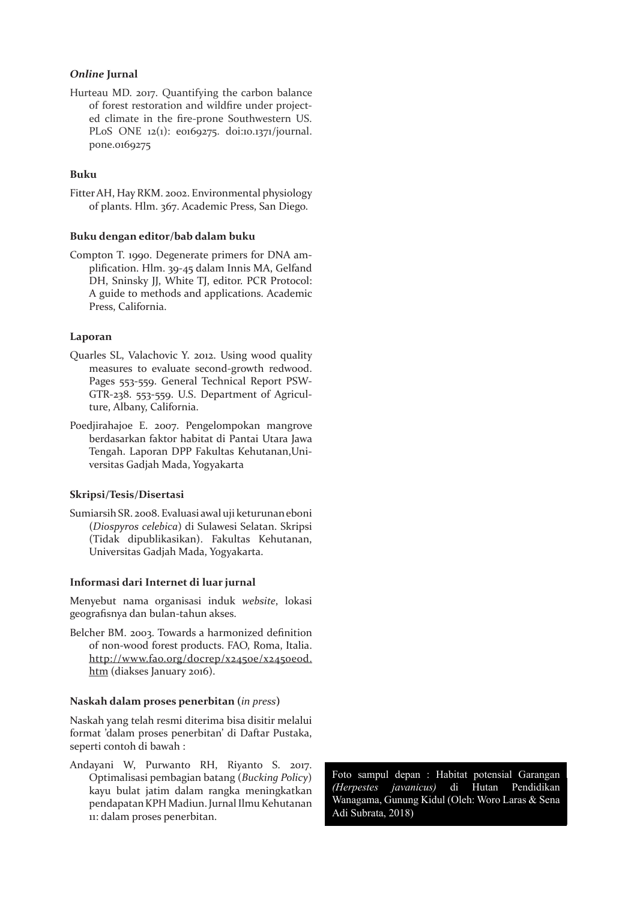### *Online* Jurnal

Hurteau MD. 2017. Quantifying the carbon balance of forest restoration and wildfire under projected climate in the fire-prone Southwestern US. PLoS ONE 12(1): e0169275. doi:10.1371/journal.pone.0169275

### Buku

Fitter AH, Hay RKM. 2002. Environmental physiology of plants. Hlm. 367. Academic Press, San Diego.

### Buku dengan editor/bab dalam buku

Compton T. 1990. Degenerate primers for DNA amplification. Hlm. 39-45 dalam Innis MA, Gelfand DH, Sninsky JJ, White TJ, editor. PCR Protocol: A guide to methods and applications. Academic Press, California.

### Laporan

Quarles SL, Valachovic Y. 2012. Using wood quality measures to evaluate second-growth redwood. Pages 553-559. General Technical Report PSW-GTR-238. 553-559. U.S. Department of Agriculture, Albany, California.

Poedjirahajoe E. 2007. Pengelompokan mangrove berdasarkan faktor habitat di Pantai Utara Jawa Tengah. Laporan DPP Fakultas Kehutanan,Universitas Gadjah Mada, Yogyakarta

### Skripsi/Tesis/Disertasi

Sumiarsih SR. 2008. Evaluasi awal uji keturunan eboni (*Diospyros celebica*) di Sulawesi Selatan. Skripsi (Tidak dipublikasikan). Fakultas Kehutanan, Universitas Gadjah Mada, Yogyakarta.

### Informasi dari Internet di luar jurnal

Menyebut nama organisasi induk *website*, lokasi geografisnya dan bulan-tahun akses.

Belcher BM. 2003. Towards a harmonized definition of non-wood forest products. FAO, Roma, Italia. http://www.fao.org/docrep/x2450e/x2450e0d.htm (diakses January 2016).

### Naskah dalam proses penerbitan (*in press*)

Naskah yang telah resmi diterima bisa disitir melalui format 'dalam proses penerbitan' di Daftar Pustaka, seperti contoh di bawah :

Andayani W, Purwanto RH, Riyanto S. 2017. Optimalisasi pembagian batang (*Bucking Policy*) kayu bulat jatim dalam rangka meningkatkan pendapatan KPH Madiun. Jurnal Ilmu Kehutanan 11: dalam proses penerbitan.

Foto sampul depan : Habitat potensial Garangan *(Herpestes javanicus)* di Hutan Pendidikan Wanagama, Gunung Kidul (Oleh: Woro Laras & Sena Adi Subrata, 2018)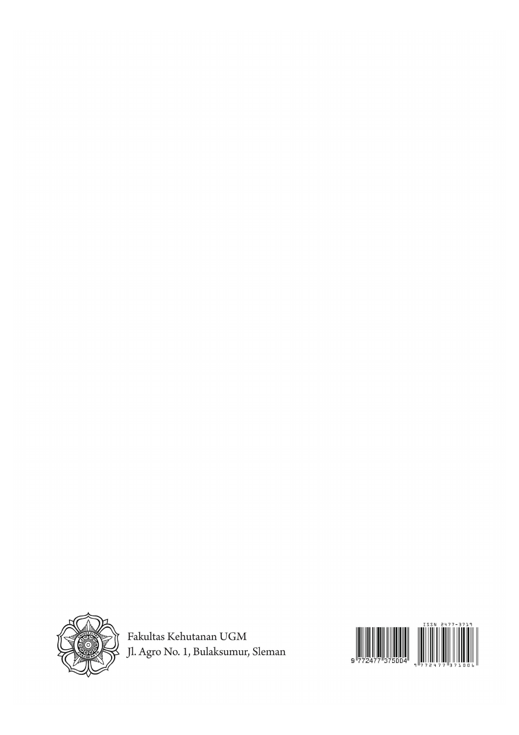Fakultas Kehutanan UGM
Jl. Agro No. 1, Bulaksumur, Sleman

ISSN 2477-3719

9 772477 375004

9 772477 371006